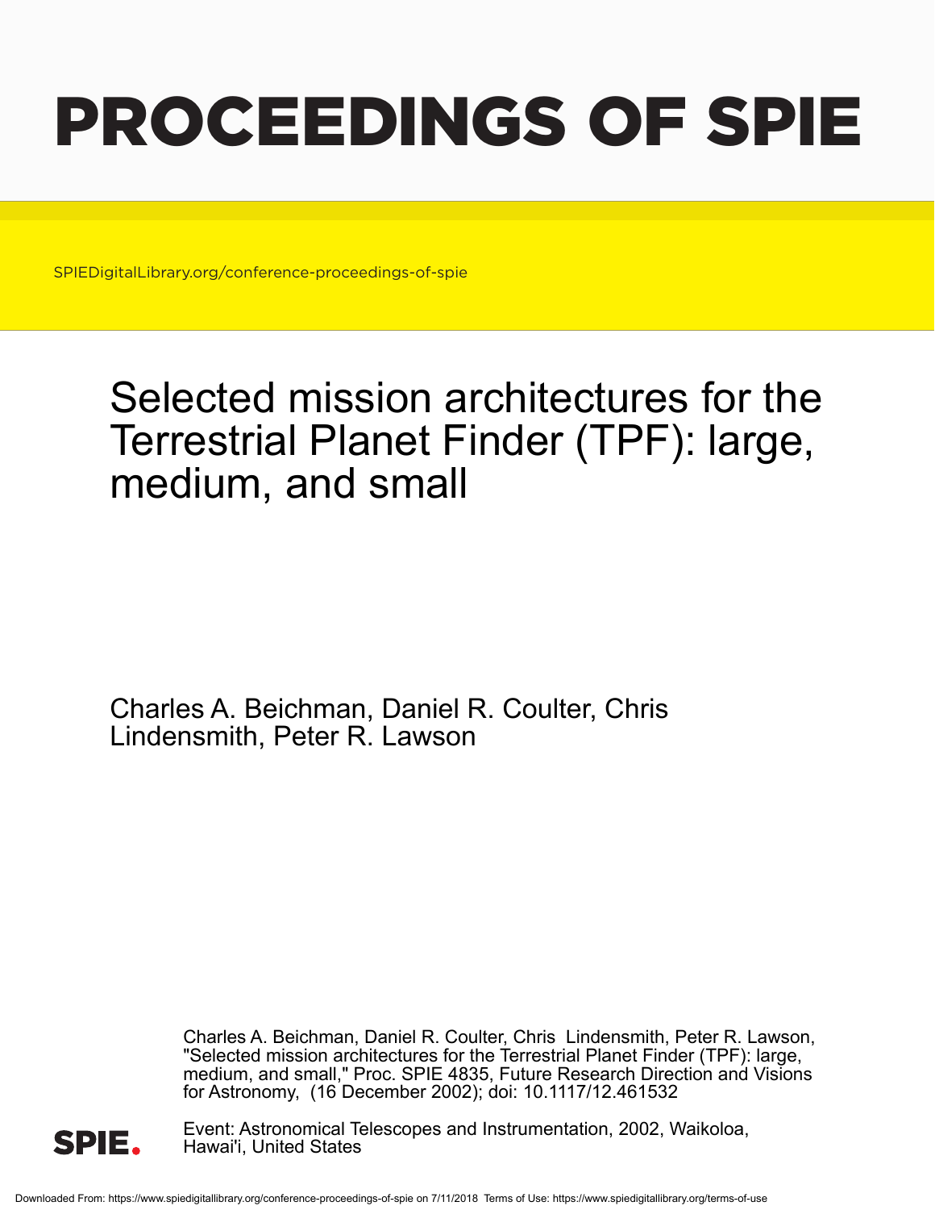# PROCEEDINGS OF SPIE

SPIEDigitalLibrary.org/conference-proceedings-of-spie

# Selected mission architectures for the Terrestrial Planet Finder (TPF): large, medium, and small

Charles A. Beichman, Daniel R. Coulter, Chris Lindensmith, Peter R. Lawson

Charles A. Beichman, Daniel R. Coulter, Chris Lindensmith, Peter R. Lawson, "Selected mission architectures for the Terrestrial Planet Finder (TPF): large, medium, and small," Proc. SPIE 4835, Future Research Direction and Visions for Astronomy, (16 December 2002); doi: 10.1117/12.461532

Event: Astronomical Telescopes and Instrumentation, 2002, Waikoloa, Hawai'i, United States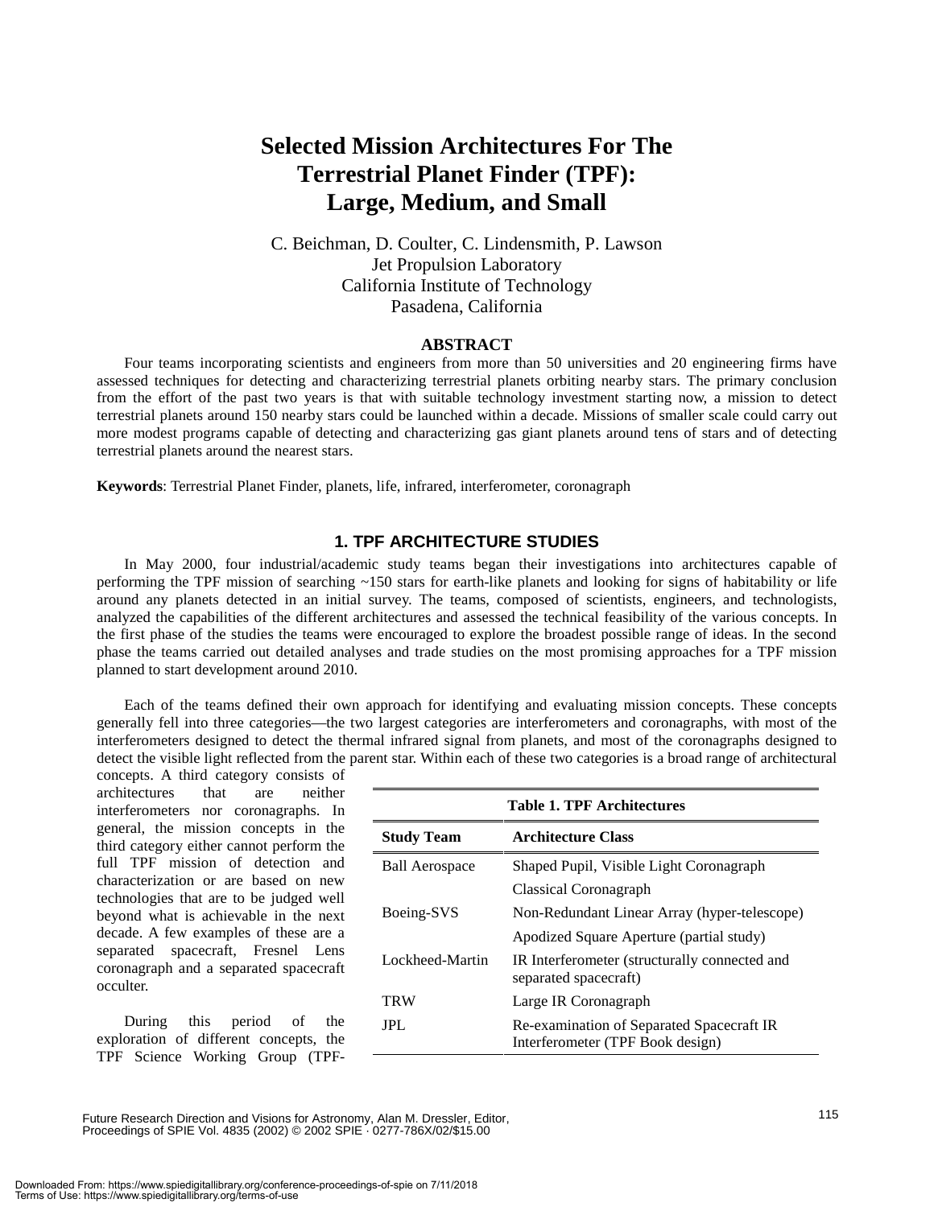# Selected Mission Architectures For The Terrestrial Planet Finder (TPF): Large, Medium, and Small

C. Beichman, D. Coulter, C. Lindensmith, P. Lawson
Jet Propulsion Laboratory
California Institute of Technology
Pasadena, California

## ABSTRACT

Four teams incorporating scientists and engineers from more than 50 universities and 20 engineering firms have assessed techniques for detecting and characterizing terrestrial planets orbiting nearby stars. The primary conclusion from the effort of the past two years is that with suitable technology investment starting now, a mission to detect terrestrial planets around 150 nearby stars could be launched within a decade. Missions of smaller scale could carry out more modest programs capable of detecting and characterizing gas giant planets around tens of stars and of detecting terrestrial planets around the nearest stars.

**Keywords**: Terrestrial Planet Finder, planets, life, infrared, interferometer, coronagraph

## 1. TPF ARCHITECTURE STUDIES

In May 2000, four industrial/academic study teams began their investigations into architectures capable of performing the TPF mission of searching ~150 stars for earth-like planets and looking for signs of habitability or life around any planets detected in an initial survey. The teams, composed of scientists, engineers, and technologists, analyzed the capabilities of the different architectures and assessed the technical feasibility of the various concepts. In the first phase of the studies the teams were encouraged to explore the broadest possible range of ideas. In the second phase the teams carried out detailed analyses and trade studies on the most promising approaches for a TPF mission planned to start development around 2010.

Each of the teams defined their own approach for identifying and evaluating mission concepts. These concepts generally fell into three categories—the two largest categories are interferometers and coronagraphs, with most of the interferometers designed to detect the thermal infrared signal from planets, and most of the coronagraphs designed to detect the visible light reflected from the parent star. Within each of these two categories is a broad range of architectural concepts. A third category consists of architectures that are neither interferometers nor coronagraphs. In general, the mission concepts in the third category either cannot perform the full TPF mission of detection and characterization or are based on new technologies that are to be judged well beyond what is achievable in the next decade. A few examples of these are a separated spacecraft, Fresnel Lens coronagraph and a separated spacecraft occulter.

**Table 1. TPF Architectures**

| Study Team | Architecture Class |
|---|---|
| Ball Aerospace | Shaped Pupil, Visible Light Coronagraph |
| | Classical Coronagraph |
| Boeing-SVS | Non-Redundant Linear Array (hyper-telescope) |
| | Apodized Square Aperture (partial study) |
| Lockheed-Martin | IR Interferometer (structurally connected and separated spacecraft) |
| TRW | Large IR Coronagraph |
| JPL | Re-examination of Separated Spacecraft IR Interferometer (TPF Book design) |

During this period of the exploration of different concepts, the TPF Science Working Group (TPF-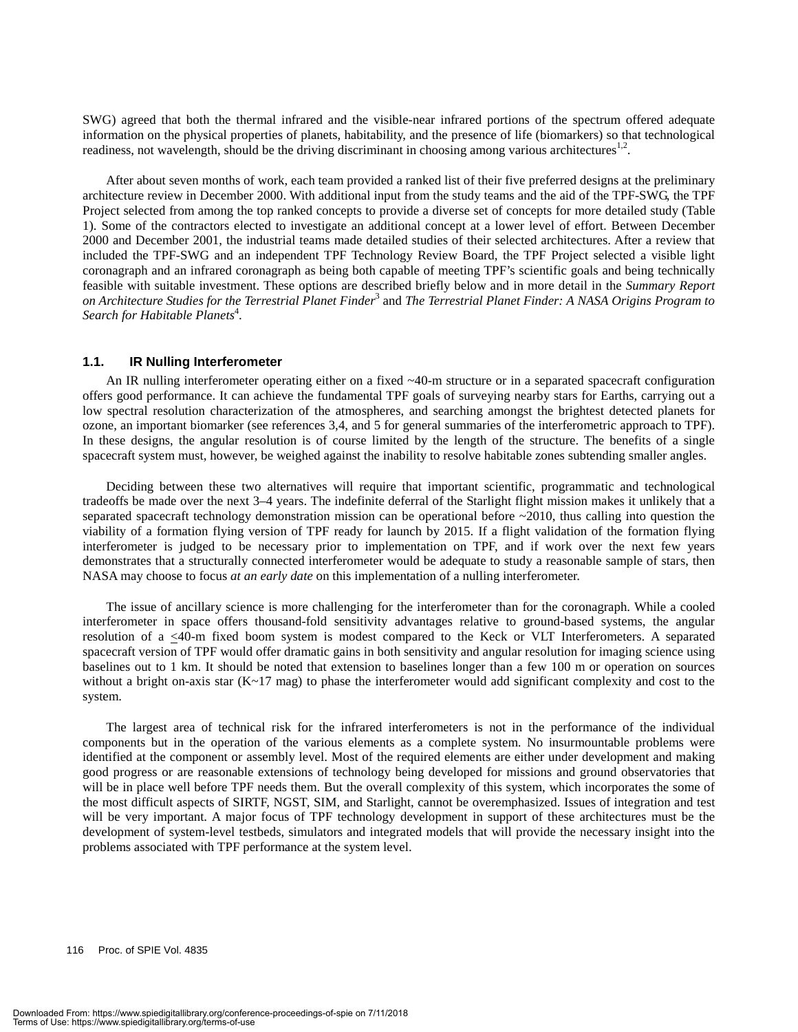SWG) agreed that both the thermal infrared and the visible-near infrared portions of the spectrum offered adequate information on the physical properties of planets, habitability, and the presence of life (biomarkers) so that technological readiness, not wavelength, should be the driving discriminant in choosing among various architectures[1,2].

After about seven months of work, each team provided a ranked list of their five preferred designs at the preliminary architecture review in December 2000. With additional input from the study teams and the aid of the TPF-SWG, the TPF Project selected from among the top ranked concepts to provide a diverse set of concepts for more detailed study (Table 1). Some of the contractors elected to investigate an additional concept at a lower level of effort. Between December 2000 and December 2001, the industrial teams made detailed studies of their selected architectures. After a review that included the TPF-SWG and an independent TPF Technology Review Board, the TPF Project selected a visible light coronagraph and an infrared coronagraph as being both capable of meeting TPF's scientific goals and being technically feasible with suitable investment. These options are described briefly below and in more detail in the *Summary Report on Architecture Studies for the Terrestrial Planet Finder*[3] and *The Terrestrial Planet Finder: A NASA Origins Program to Search for Habitable Planets*[4].

### 1.1. IR Nulling Interferometer

An IR nulling interferometer operating either on a fixed ~40-m structure or in a separated spacecraft configuration offers good performance. It can achieve the fundamental TPF goals of surveying nearby stars for Earths, carrying out a low spectral resolution characterization of the atmospheres, and searching amongst the brightest detected planets for ozone, an important biomarker (see references 3,4, and 5 for general summaries of the interferometric approach to TPF). In these designs, the angular resolution is of course limited by the length of the structure. The benefits of a single spacecraft system must, however, be weighed against the inability to resolve habitable zones subtending smaller angles.

Deciding between these two alternatives will require that important scientific, programmatic and technological tradeoffs be made over the next 3–4 years. The indefinite deferral of the Starlight flight mission makes it unlikely that a separated spacecraft technology demonstration mission can be operational before ~2010, thus calling into question the viability of a formation flying version of TPF ready for launch by 2015. If a flight validation of the formation flying interferometer is judged to be necessary prior to implementation on TPF, and if work over the next few years demonstrates that a structurally connected interferometer would be adequate to study a reasonable sample of stars, then NASA may choose to focus *at an early date* on this implementation of a nulling interferometer.

The issue of ancillary science is more challenging for the interferometer than for the coronagraph. While a cooled interferometer in space offers thousand-fold sensitivity advantages relative to ground-based systems, the angular resolution of a ≤40-m fixed boom system is modest compared to the Keck or VLT Interferometers. A separated spacecraft version of TPF would offer dramatic gains in both sensitivity and angular resolution for imaging science using baselines out to 1 km. It should be noted that extension to baselines longer than a few 100 m or operation on sources without a bright on-axis star (K~17 mag) to phase the interferometer would add significant complexity and cost to the system.

The largest area of technical risk for the infrared interferometers is not in the performance of the individual components but in the operation of the various elements as a complete system. No insurmountable problems were identified at the component or assembly level. Most of the required elements are either under development and making good progress or are reasonable extensions of technology being developed for missions and ground observatories that will be in place well before TPF needs them. But the overall complexity of this system, which incorporates the some of the most difficult aspects of SIRTF, NGST, SIM, and Starlight, cannot be overemphasized. Issues of integration and test will be very important. A major focus of TPF technology development in support of these architectures must be the development of system-level testbeds, simulators and integrated models that will provide the necessary insight into the problems associated with TPF performance at the system level.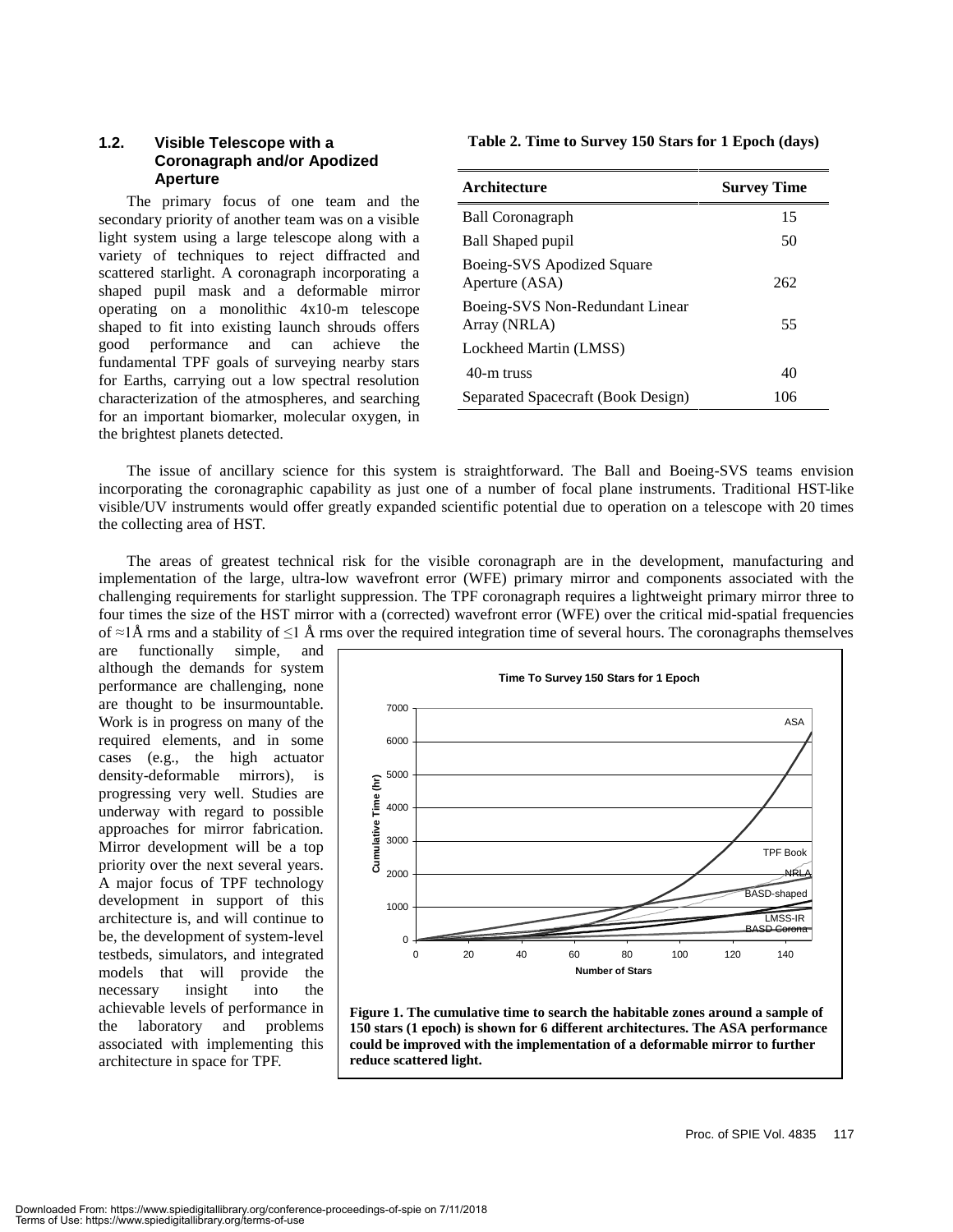### 1.2. Visible Telescope with a Coronagraph and/or Apodized Aperture

The primary focus of one team and the secondary priority of another team was on a visible light system using a large telescope along with a variety of techniques to reject diffracted and scattered starlight. A coronagraph incorporating a shaped pupil mask and a deformable mirror operating on a monolithic 4x10-m telescope shaped to fit into existing launch shrouds offers good performance and can achieve the fundamental TPF goals of surveying nearby stars for Earths, carrying out a low spectral resolution characterization of the atmospheres, and searching for an important biomarker, molecular oxygen, in the brightest planets detected.

**Table 2. Time to Survey 150 Stars for 1 Epoch (days)**

| Architecture | Survey Time |
|---|---|
| Ball Coronagraph | 15 |
| Ball Shaped pupil | 50 |
| Boeing-SVS Apodized Square Aperture (ASA) | 262 |
| Boeing-SVS Non-Redundant Linear Array (NRLA) | 55 |
| Lockheed Martin (LMSS) | |
| 40-m truss | 40 |
| Separated Spacecraft (Book Design) | 106 |

The issue of ancillary science for this system is straightforward. The Ball and Boeing-SVS teams envision incorporating the coronagraphic capability as just one of a number of focal plane instruments. Traditional HST-like visible/UV instruments would offer greatly expanded scientific potential due to operation on a telescope with 20 times the collecting area of HST.

The areas of greatest technical risk for the visible coronagraph are in the development, manufacturing and implementation of the large, ultra-low wavefront error (WFE) primary mirror and components associated with the challenging requirements for starlight suppression. The TPF coronagraph requires a lightweight primary mirror three to four times the size of the HST mirror with a (corrected) wavefront error (WFE) over the critical mid-spatial frequencies of ≈1Å rms and a stability of ≤1 Å rms over the required integration time of several hours. The coronagraphs themselves are functionally simple, and although the demands for system performance are challenging, none are thought to be insurmountable. Work is in progress on many of the required elements, and in some cases (e.g., the high actuator density-deformable mirrors), is progressing very well. Studies are underway with regard to possible approaches for mirror fabrication. Mirror development will be a top priority over the next several years. A major focus of TPF technology development in support of this architecture is, and will continue to be, the development of system-level testbeds, simulators, and integrated models that will provide the necessary insight into the achievable levels of performance in the laboratory and problems associated with implementing this architecture in space for TPF.

**Figure 1. The cumulative time to search the habitable zones around a sample of 150 stars (1 epoch) is shown for 6 different architectures. The ASA performance could be improved with the implementation of a deformable mirror to further reduce scattered light.**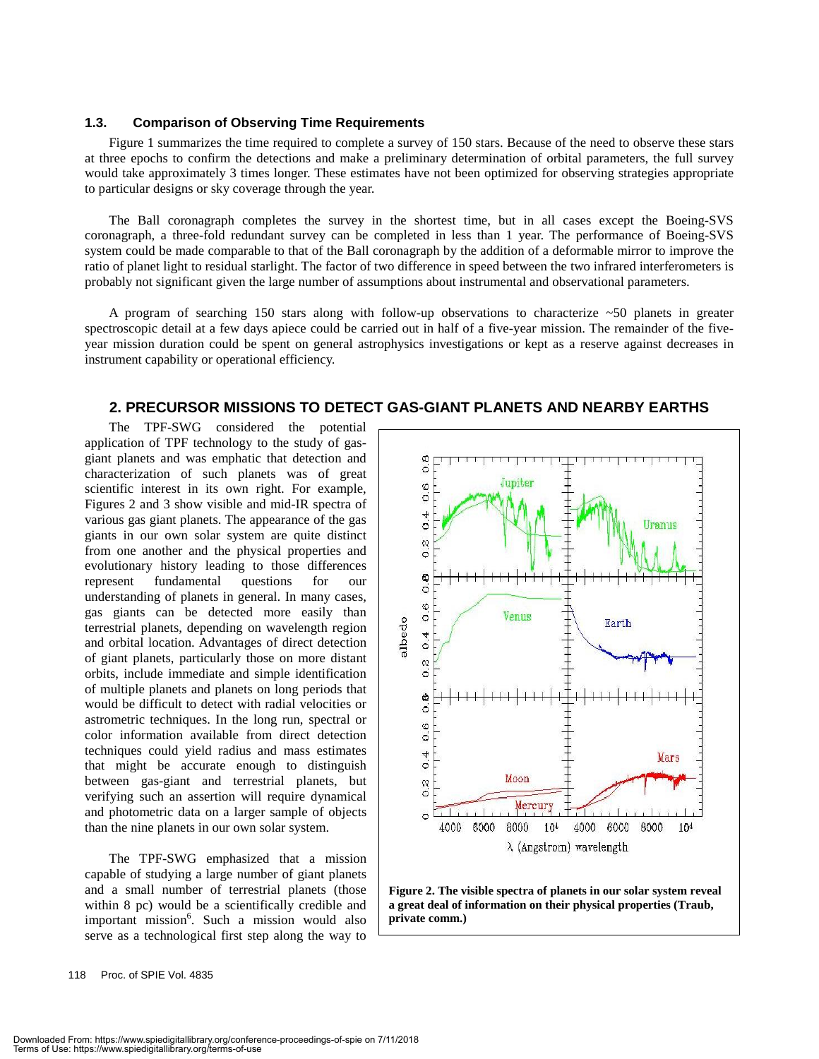### 1.3. Comparison of Observing Time Requirements

Figure 1 summarizes the time required to complete a survey of 150 stars. Because of the need to observe these stars at three epochs to confirm the detections and make a preliminary determination of orbital parameters, the full survey would take approximately 3 times longer. These estimates have not been optimized for observing strategies appropriate to particular designs or sky coverage through the year.

The Ball coronagraph completes the survey in the shortest time, but in all cases except the Boeing-SVS coronagraph, a three-fold redundant survey can be completed in less than 1 year. The performance of Boeing-SVS system could be made comparable to that of the Ball coronagraph by the addition of a deformable mirror to improve the ratio of planet light to residual starlight. The factor of two difference in speed between the two infrared interferometers is probably not significant given the large number of assumptions about instrumental and observational parameters.

A program of searching 150 stars along with follow-up observations to characterize ~50 planets in greater spectroscopic detail at a few days apiece could be carried out in half of a five-year mission. The remainder of the five-year mission duration could be spent on general astrophysics investigations or kept as a reserve against decreases in instrument capability or operational efficiency.

## 2. PRECURSOR MISSIONS TO DETECT GAS-GIANT PLANETS AND NEARBY EARTHS

The TPF-SWG considered the potential application of TPF technology to the study of gas-giant planets and was emphatic that detection and characterization of such planets was of great scientific interest in its own right. For example, Figures 2 and 3 show visible and mid-IR spectra of various gas giant planets. The appearance of the gas giants in our own solar system are quite distinct from one another and the physical properties and evolutionary history leading to those differences represent fundamental questions for our understanding of planets in general. In many cases, gas giants can be detected more easily than terrestrial planets, depending on wavelength region and orbital location. Advantages of direct detection of giant planets, particularly those on more distant orbits, include immediate and simple identification of multiple planets and planets on long periods that would be difficult to detect with radial velocities or astrometric techniques. In the long run, spectral or color information available from direct detection techniques could yield radius and mass estimates that might be accurate enough to distinguish between gas-giant and terrestrial planets, but verifying such an assertion will require dynamical and photometric data on a larger sample of objects than the nine planets in our own solar system.

**Figure 2. The visible spectra of planets in our solar system reveal a great deal of information on their physical properties (Traub, private comm.)**

The TPF-SWG emphasized that a mission capable of studying a large number of giant planets and a small number of terrestrial planets (those within 8 pc) would be a scientifically credible and important mission[6]. Such a mission would also serve as a technological first step along the way to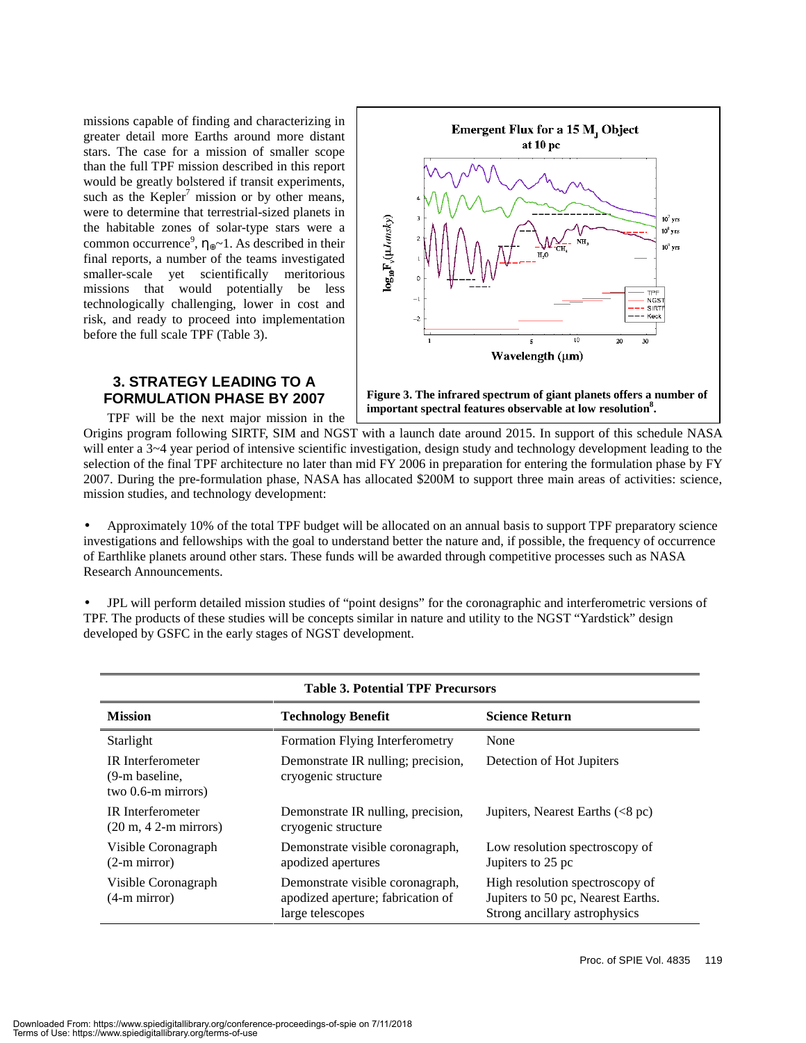missions capable of finding and characterizing in greater detail more Earths around more distant stars. The case for a mission of smaller scope than the full TPF mission described in this report would be greatly bolstered if transit experiments, such as the Kepler[7] mission or by other means, were to determine that terrestrial-sized planets in the habitable zones of solar-type stars were a common occurrence[9], $\eta_{\oplus}$~1. As described in their final reports, a number of the teams investigated smaller-scale yet scientifically meritorious missions that would potentially be less technologically challenging, lower in cost and risk, and ready to proceed into implementation before the full scale TPF (Table 3).

**Figure 3. The infrared spectrum of giant planets offers a number of important spectral features observable at low resolution[8].**

## 3. STRATEGY LEADING TO A FORMULATION PHASE BY 2007

TPF will be the next major mission in the Origins program following SIRTF, SIM and NGST with a launch date around 2015. In support of this schedule NASA will enter a 3~4 year period of intensive scientific investigation, design study and technology development leading to the selection of the final TPF architecture no later than mid FY 2006 in preparation for entering the formulation phase by FY 2007. During the pre-formulation phase, NASA has allocated $200M to support three main areas of activities: science, mission studies, and technology development:

- Approximately 10% of the total TPF budget will be allocated on an annual basis to support TPF preparatory science investigations and fellowships with the goal to understand better the nature and, if possible, the frequency of occurrence of Earthlike planets around other stars. These funds will be awarded through competitive processes such as NASA Research Announcements.

- JPL will perform detailed mission studies of "point designs" for the coronagraphic and interferometric versions of TPF. The products of these studies will be concepts similar in nature and utility to the NGST "Yardstick" design developed by GSFC in the early stages of NGST development.

**Table 3. Potential TPF Precursors**

| Mission | Technology Benefit | Science Return |
|---|---|---|
| Starlight | Formation Flying Interferometry | None |
| IR Interferometer (9-m baseline, two 0.6-m mirrors) | Demonstrate IR nulling; precision, cryogenic structure | Detection of Hot Jupiters |
| IR Interferometer (20 m, 4 2-m mirrors) | Demonstrate IR nulling, precision, cryogenic structure | Jupiters, Nearest Earths (<8 pc) |
| Visible Coronagraph (2-m mirror) | Demonstrate visible coronagraph, apodized apertures | Low resolution spectroscopy of Jupiters to 25 pc |
| Visible Coronagraph (4-m mirror) | Demonstrate visible coronagraph, apodized aperture; fabrication of large telescopes | High resolution spectroscopy of Jupiters to 50 pc, Nearest Earths. Strong ancillary astrophysics |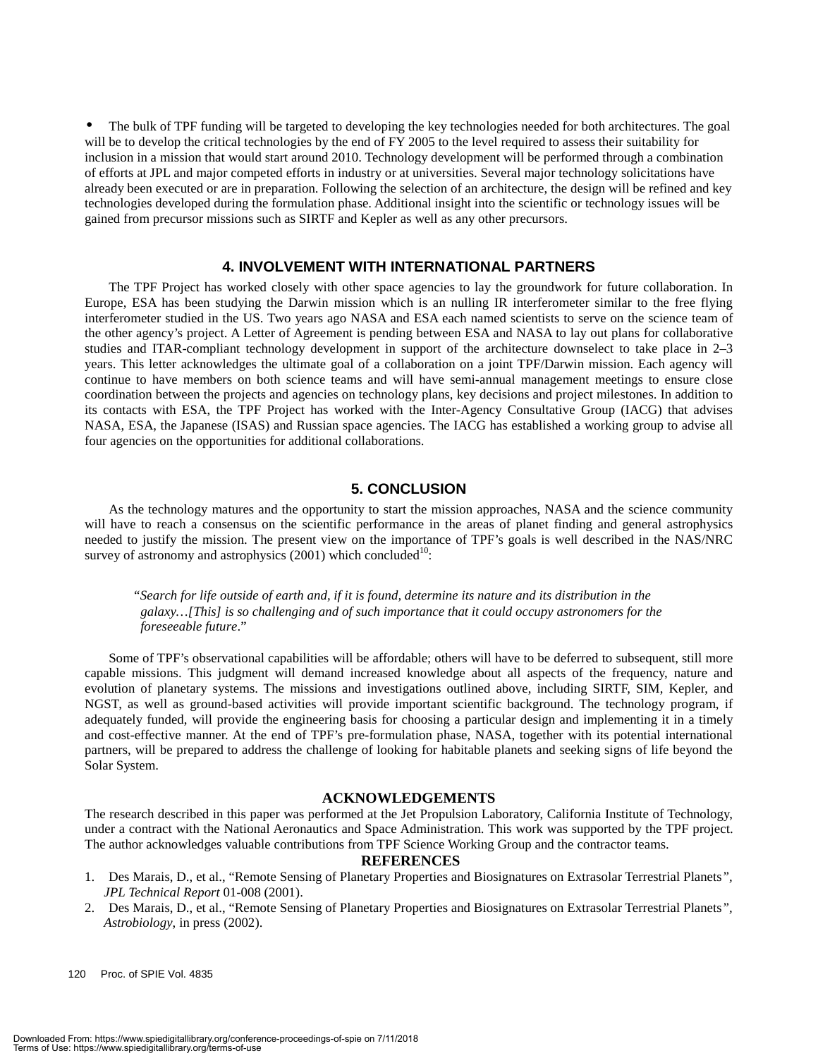- The bulk of TPF funding will be targeted to developing the key technologies needed for both architectures. The goal will be to develop the critical technologies by the end of FY 2005 to the level required to assess their suitability for inclusion in a mission that would start around 2010. Technology development will be performed through a combination of efforts at JPL and major competed efforts in industry or at universities. Several major technology solicitations have already been executed or are in preparation. Following the selection of an architecture, the design will be refined and key technologies developed during the formulation phase. Additional insight into the scientific or technology issues will be gained from precursor missions such as SIRTF and Kepler as well as any other precursors.

## 4. INVOLVEMENT WITH INTERNATIONAL PARTNERS

The TPF Project has worked closely with other space agencies to lay the groundwork for future collaboration. In Europe, ESA has been studying the Darwin mission which is an nulling IR interferometer similar to the free flying interferometer studied in the US. Two years ago NASA and ESA each named scientists to serve on the science team of the other agency's project. A Letter of Agreement is pending between ESA and NASA to lay out plans for collaborative studies and ITAR-compliant technology development in support of the architecture downselect to take place in 2–3 years. This letter acknowledges the ultimate goal of a collaboration on a joint TPF/Darwin mission. Each agency will continue to have members on both science teams and will have semi-annual management meetings to ensure close coordination between the projects and agencies on technology plans, key decisions and project milestones. In addition to its contacts with ESA, the TPF Project has worked with the Inter-Agency Consultative Group (IACG) that advises NASA, ESA, the Japanese (ISAS) and Russian space agencies. The IACG has established a working group to advise all four agencies on the opportunities for additional collaborations.

## 5. CONCLUSION

As the technology matures and the opportunity to start the mission approaches, NASA and the science community will have to reach a consensus on the scientific performance in the areas of planet finding and general astrophysics needed to justify the mission. The present view on the importance of TPF's goals is well described in the NAS/NRC survey of astronomy and astrophysics (2001) which concluded[10]:

> "*Search for life outside of earth and, if it is found, determine its nature and its distribution in the galaxy…[This] is so challenging and of such importance that it could occupy astronomers for the foreseeable future*."

Some of TPF's observational capabilities will be affordable; others will have to be deferred to subsequent, still more capable missions. This judgment will demand increased knowledge about all aspects of the frequency, nature and evolution of planetary systems. The missions and investigations outlined above, including SIRTF, SIM, Kepler, and NGST, as well as ground-based activities will provide important scientific background. The technology program, if adequately funded, will provide the engineering basis for choosing a particular design and implementing it in a timely and cost-effective manner. At the end of TPF's pre-formulation phase, NASA, together with its potential international partners, will be prepared to address the challenge of looking for habitable planets and seeking signs of life beyond the Solar System.

## ACKNOWLEDGEMENTS

The research described in this paper was performed at the Jet Propulsion Laboratory, California Institute of Technology, under a contract with the National Aeronautics and Space Administration. This work was supported by the TPF project. The author acknowledges valuable contributions from TPF Science Working Group and the contractor teams.

## REFERENCES

1. Des Marais, D., et al., "Remote Sensing of Planetary Properties and Biosignatures on Extrasolar Terrestrial Planets", *JPL Technical Report* 01-008 (2001).
2. Des Marais, D., et al., "Remote Sensing of Planetary Properties and Biosignatures on Extrasolar Terrestrial Planets", *Astrobiology*, in press (2002).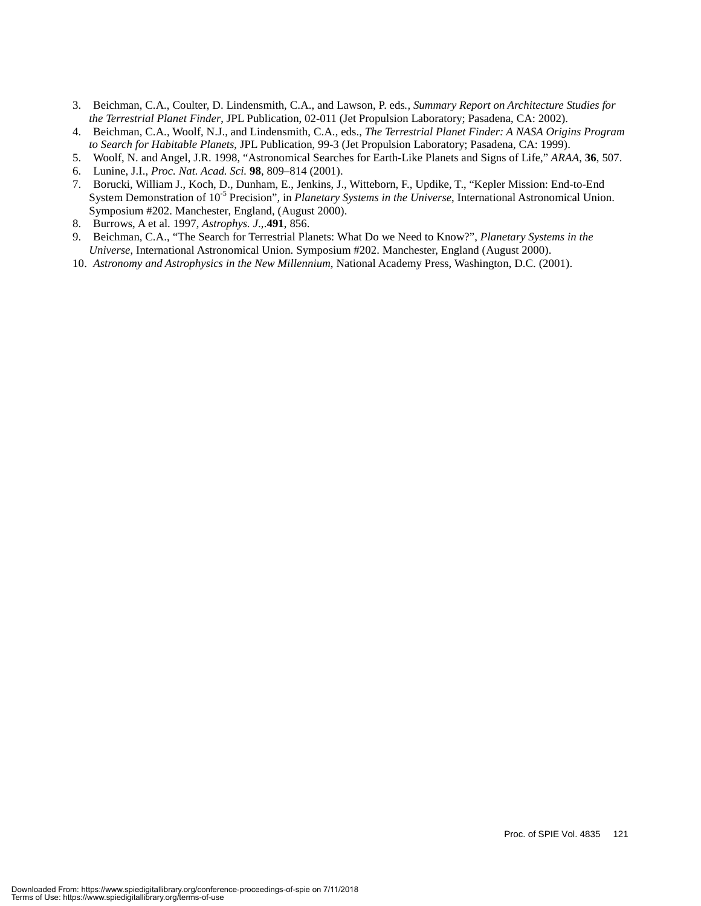3. Beichman, C.A., Coulter, D. Lindensmith, C.A., and Lawson, P. eds*., Summary Report on Architecture Studies for the Terrestrial Planet Finder*, JPL Publication, 02-011 (Jet Propulsion Laboratory; Pasadena, CA: 2002).
4. Beichman, C.A., Woolf, N.J., and Lindensmith, C.A., eds., *The Terrestrial Planet Finder: A NASA Origins Program to Search for Habitable Planets*, JPL Publication, 99-3 (Jet Propulsion Laboratory; Pasadena, CA: 1999).
5. Woolf, N. and Angel, J.R. 1998, "Astronomical Searches for Earth-Like Planets and Signs of Life," *ARAA*, **36**, 507.
6. Lunine, J.I., *Proc. Nat. Acad. Sci.* **98**, 809–814 (2001).
7. Borucki, William J., Koch, D., Dunham, E., Jenkins, J., Witteborn, F., Updike, T., "Kepler Mission: End-to-End System Demonstration of $10^{-5}$ Precision", in *Planetary Systems in the Universe*, International Astronomical Union. Symposium #202. Manchester, England, (August 2000).
8. Burrows, A et al. 1997, *Astrophys. J*.,.**491**, 856.
9. Beichman, C.A., "The Search for Terrestrial Planets: What Do we Need to Know?", *Planetary Systems in the Universe*, International Astronomical Union. Symposium #202. Manchester, England (August 2000).
10. *Astronomy and Astrophysics in the New Millennium*, National Academy Press, Washington, D.C. (2001).